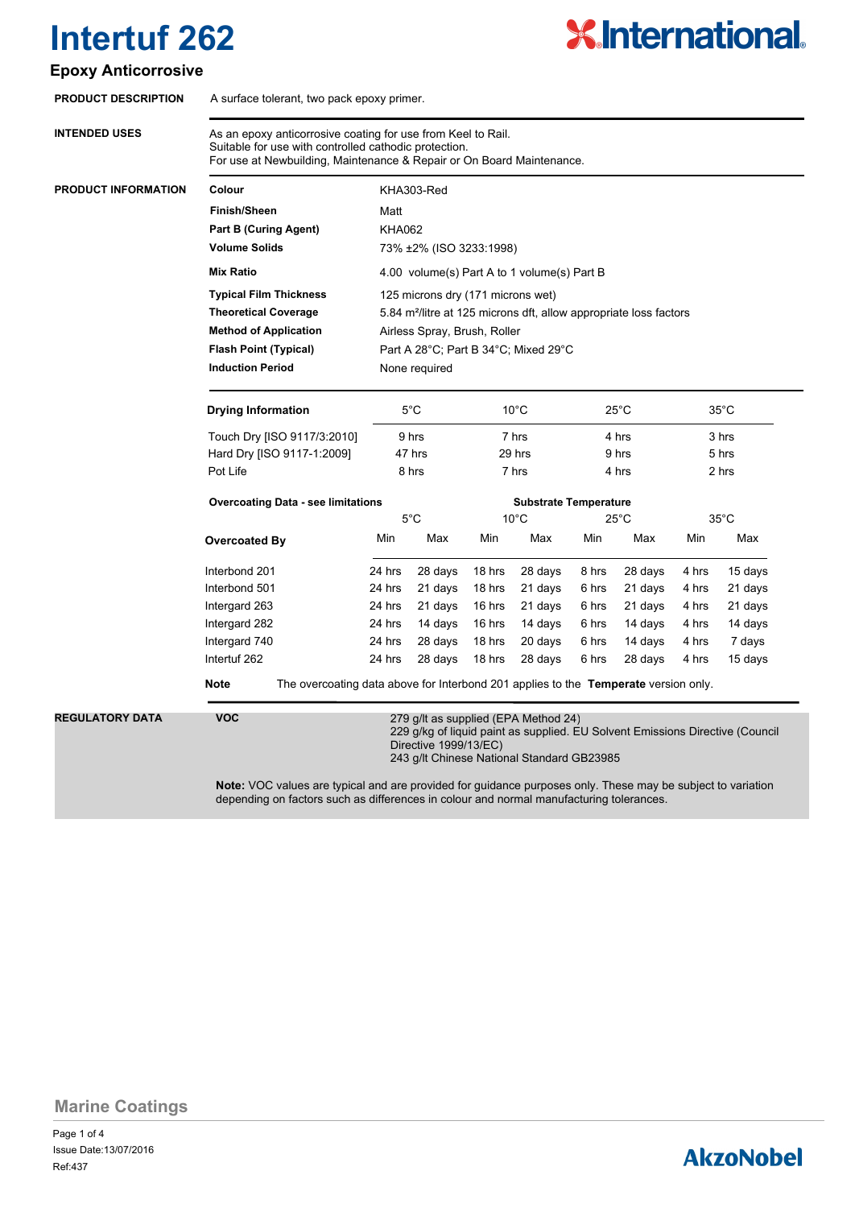# Intertuf 262

## Epoxy Anticorrosive

**PRODUCT DESCRIPTION**

A surface tolerant, two pack epoxy primer.

**INTENDED USES**

As an epoxy anticorrosive coating for use from Keel to Rail.
Suitable for use with controlled cathodic protection.
For use at Newbuilding, Maintenance & Repair or On Board Maintenance.

**PRODUCT INFORMATION**

| | |
|---|---|
| **Colour** | KHA303-Red |
| **Finish/Sheen** | Matt |
| **Part B (Curing Agent)** | KHA062 |
| **Volume Solids** | 73% ±2% (ISO 3233:1998) |
| **Mix Ratio** | 4.00 volume(s) Part A to 1 volume(s) Part B |
| **Typical Film Thickness** | 125 microns dry (171 microns wet) |
| **Theoretical Coverage** | 5.84 m²/litre at 125 microns dft, allow appropriate loss factors |
| **Method of Application** | Airless Spray, Brush, Roller |
| **Flash Point (Typical)** | Part A 28°C; Part B 34°C; Mixed 29°C |
| **Induction Period** | None required |

| **Drying Information** | 5°C | 10°C | 25°C | 35°C |
|---|---|---|---|---|
| Touch Dry [ISO 9117/3:2010] | 9 hrs | 7 hrs | 4 hrs | 3 hrs |
| Hard Dry [ISO 9117-1:2009] | 47 hrs | 29 hrs | 9 hrs | 5 hrs |
| Pot Life | 8 hrs | 7 hrs | 4 hrs | 2 hrs |

| **Overcoating Data - see limitations** | **Substrate Temperature** | | | | | | | |
|---|---|---|---|---|---|---|---|---|
| | 5°C | | 10°C | | 25°C | | 35°C | |
| **Overcoated By** | Min | Max | Min | Max | Min | Max | Min | Max |
| Interbond 201 | 24 hrs | 28 days | 18 hrs | 28 days | 8 hrs | 28 days | 4 hrs | 15 days |
| Interbond 501 | 24 hrs | 21 days | 18 hrs | 21 days | 6 hrs | 21 days | 4 hrs | 21 days |
| Intergard 263 | 24 hrs | 21 days | 16 hrs | 21 days | 6 hrs | 21 days | 4 hrs | 21 days |
| Intergard 282 | 24 hrs | 14 days | 16 hrs | 14 days | 6 hrs | 14 days | 4 hrs | 14 days |
| Intergard 740 | 24 hrs | 28 days | 18 hrs | 20 days | 6 hrs | 14 days | 4 hrs | 7 days |
| Intertuf 262 | 24 hrs | 28 days | 18 hrs | 28 days | 6 hrs | 28 days | 4 hrs | 15 days |

**Note** The overcoating data above for Interbond 201 applies to the **Temperate** version only.

**REGULATORY DATA**

**VOC**

279 g/lt as supplied (EPA Method 24)
229 g/kg of liquid paint as supplied. EU Solvent Emissions Directive (Council Directive 1999/13/EC)
243 g/lt Chinese National Standard GB23985

**Note:** VOC values are typical and are provided for guidance purposes only. These may be subject to variation depending on factors such as differences in colour and normal manufacturing tolerances.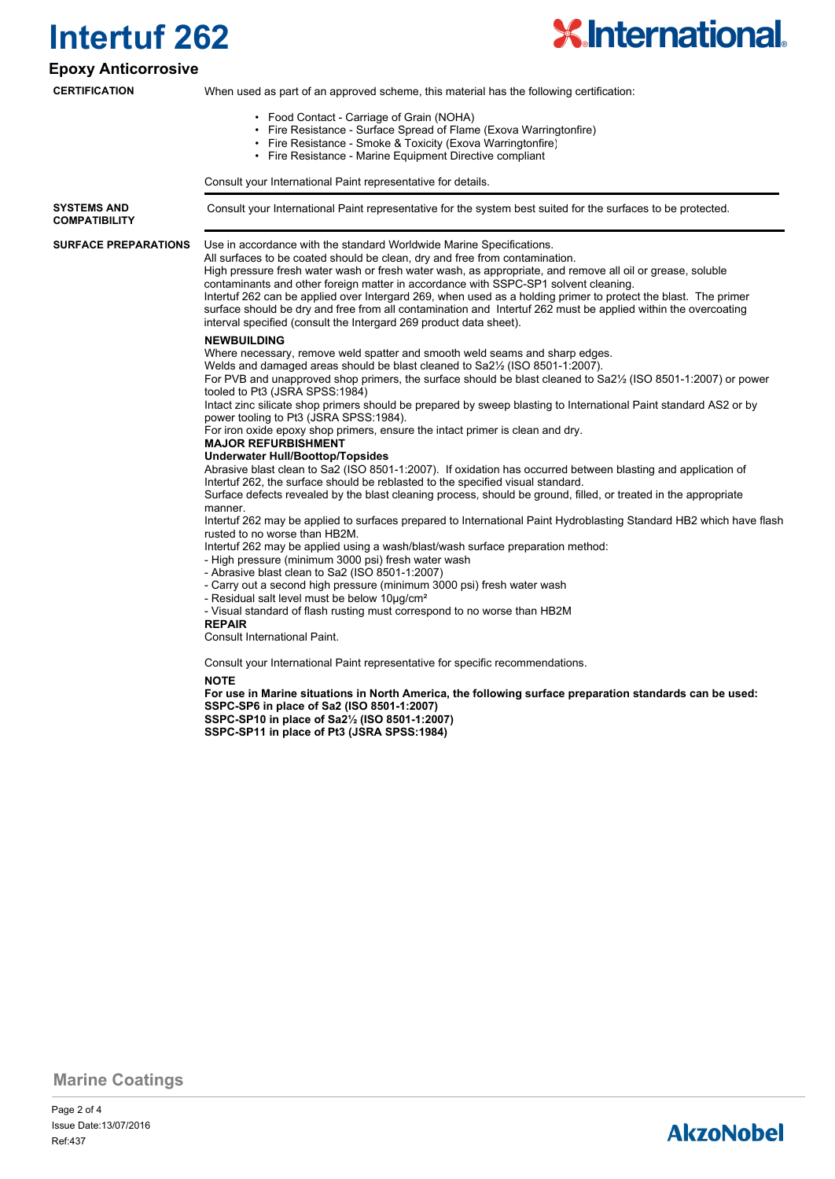# Intertuf 262

## Epoxy Anticorrosive

**CERTIFICATION**

When used as part of an approved scheme, this material has the following certification:

- Food Contact - Carriage of Grain (NOHA)
- Fire Resistance - Surface Spread of Flame (Exova Warringtonfire)
- Fire Resistance - Smoke & Toxicity (Exova Warringtonfire)
- Fire Resistance - Marine Equipment Directive compliant

Consult your International Paint representative for details.

**SYSTEMS AND COMPATIBILITY**

Consult your International Paint representative for the system best suited for the surfaces to be protected.

**SURFACE PREPARATIONS**

Use in accordance with the standard Worldwide Marine Specifications.
All surfaces to be coated should be clean, dry and free from contamination.
High pressure fresh water wash or fresh water wash, as appropriate, and remove all oil or grease, soluble contaminants and other foreign matter in accordance with SSPC-SP1 solvent cleaning.
Intertuf 262 can be applied over Intergard 269, when used as a holding primer to protect the blast. The primer surface should be dry and free from all contamination and Intertuf 262 must be applied within the overcoating interval specified (consult the Intergard 269 product data sheet).

**NEWBUILDING**

Where necessary, remove weld spatter and smooth weld seams and sharp edges.
Welds and damaged areas should be blast cleaned to Sa2½ (ISO 8501-1:2007).
For PVB and unapproved shop primers, the surface should be blast cleaned to Sa2½ (ISO 8501-1:2007) or power tooled to Pt3 (JSRA SPSS:1984)
Intact zinc silicate shop primers should be prepared by sweep blasting to International Paint standard AS2 or by power tooling to Pt3 (JSRA SPSS:1984).
For iron oxide epoxy shop primers, ensure the intact primer is clean and dry.

**MAJOR REFURBISHMENT**

**Underwater Hull/Boottop/Topsides**

Abrasive blast clean to Sa2 (ISO 8501-1:2007). If oxidation has occurred between blasting and application of Intertuf 262, the surface should be reblasted to the specified visual standard.
Surface defects revealed by the blast cleaning process, should be ground, filled, or treated in the appropriate manner.
Intertuf 262 may be applied to surfaces prepared to International Paint Hydroblasting Standard HB2 which have flash rusted to no worse than HB2M.
Intertuf 262 may be applied using a wash/blast/wash surface preparation method:
- High pressure (minimum 3000 psi) fresh water wash
- Abrasive blast clean to Sa2 (ISO 8501-1:2007)
- Carry out a second high pressure (minimum 3000 psi) fresh water wash
- Residual salt level must be below 10µg/cm²
- Visual standard of flash rusting must correspond to no worse than HB2M

**REPAIR**

Consult International Paint.

Consult your International Paint representative for specific recommendations.

**NOTE**

**For use in Marine situations in North America, the following surface preparation standards can be used:**
**SSPC-SP6 in place of Sa2 (ISO 8501-1:2007)**
**SSPC-SP10 in place of Sa2½ (ISO 8501-1:2007)**
**SSPC-SP11 in place of Pt3 (JSRA SPSS:1984)**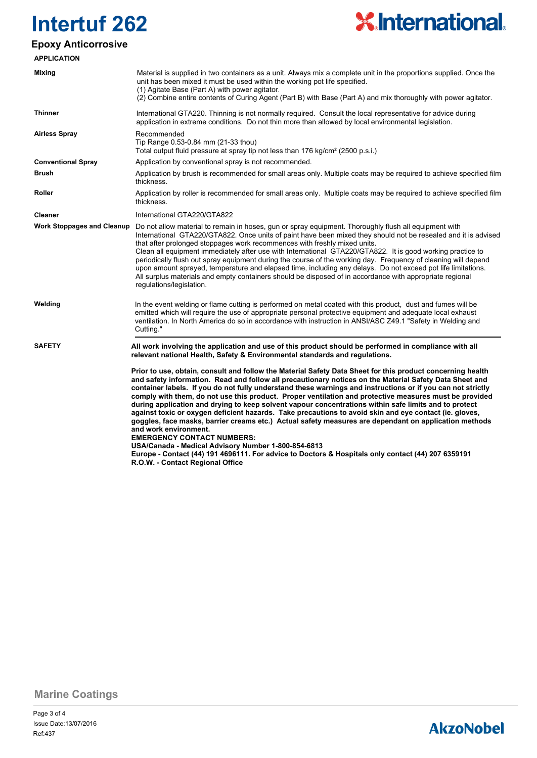# Intertuf 262

## Epoxy Anticorrosive

### APPLICATION

| | |
|---|---|
| **Mixing** | Material is supplied in two containers as a unit. Always mix a complete unit in the proportions supplied. Once the unit has been mixed it must be used within the working pot life specified.<br>(1) Agitate Base (Part A) with power agitator.<br>(2) Combine entire contents of Curing Agent (Part B) with Base (Part A) and mix thoroughly with power agitator. |
| **Thinner** | International GTA220. Thinning is not normally required. Consult the local representative for advice during application in extreme conditions. Do not thin more than allowed by local environmental legislation. |
| **Airless Spray** | Recommended<br>Tip Range 0.53-0.84 mm (21-33 thou)<br>Total output fluid pressure at spray tip not less than 176 kg/cm² (2500 p.s.i.) |
| **Conventional Spray** | Application by conventional spray is not recommended. |
| **Brush** | Application by brush is recommended for small areas only. Multiple coats may be required to achieve specified film thickness. |
| **Roller** | Application by roller is recommended for small areas only. Multiple coats may be required to achieve specified film thickness. |
| **Cleaner** | International GTA220/GTA822 |
| **Work Stoppages and Cleanup** | Do not allow material to remain in hoses, gun or spray equipment. Thoroughly flush all equipment with International GTA220/GTA822. Once units of paint have been mixed they should not be resealed and it is advised that after prolonged stoppages work recommences with freshly mixed units.<br>Clean all equipment immediately after use with International GTA220/GTA822. It is good working practice to periodically flush out spray equipment during the course of the working day. Frequency of cleaning will depend upon amount sprayed, temperature and elapsed time, including any delays. Do not exceed pot life limitations.<br>All surplus materials and empty containers should be disposed of in accordance with appropriate regional regulations/legislation. |
| **Welding** | In the event welding or flame cutting is performed on metal coated with this product, dust and fumes will be emitted which will require the use of appropriate personal protective equipment and adequate local exhaust ventilation. In North America do so in accordance with instruction in ANSI/ASC Z49.1 "Safety in Welding and Cutting." |

### SAFETY

**All work involving the application and use of this product should be performed in compliance with all relevant national Health, Safety & Environmental standards and regulations.**

**Prior to use, obtain, consult and follow the Material Safety Data Sheet for this product concerning health and safety information. Read and follow all precautionary notices on the Material Safety Data Sheet and container labels. If you do not fully understand these warnings and instructions or if you can not strictly comply with them, do not use this product. Proper ventilation and protective measures must be provided during application and drying to keep solvent vapour concentrations within safe limits and to protect against toxic or oxygen deficient hazards. Take precautions to avoid skin and eye contact (ie. gloves, goggles, face masks, barrier creams etc.) Actual safety measures are dependant on application methods and work environment.**

**EMERGENCY CONTACT NUMBERS:**
**USA/Canada - Medical Advisory Number 1-800-854-6813**
**Europe - Contact (44) 191 4696111. For advice to Doctors & Hospitals only contact (44) 207 6359191**
**R.O.W. - Contact Regional Office**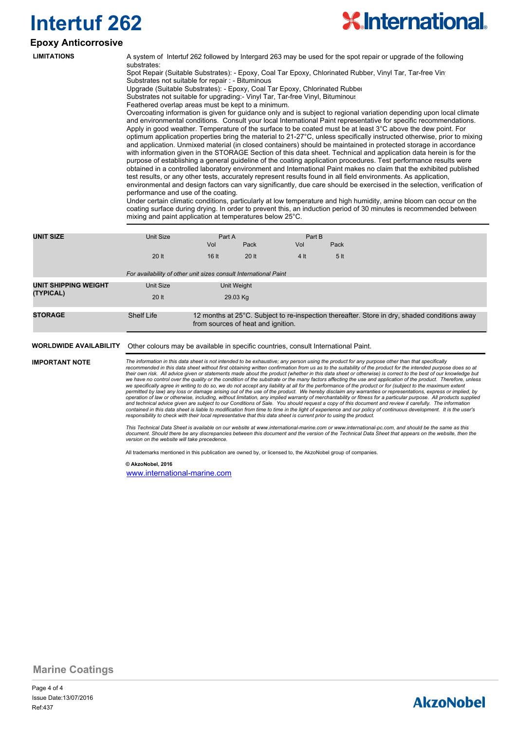# Intertuf 262

## Epoxy Anticorrosive

**LIMITATIONS**

A system of Intertuf 262 followed by Intergard 263 may be used for the spot repair or upgrade of the following substrates:

Spot Repair (Suitable Substrates): - Epoxy, Coal Tar Epoxy, Chlorinated Rubber, Vinyl Tar, Tar-free Vin

Substrates not suitable for repair : - Bituminous

Upgrade (Suitable Substrates): - Epoxy, Coal Tar Epoxy, Chlorinated Rubbe

Substrates not suitable for upgrading:- Vinyl Tar, Tar-free Vinyl, Bituminous

Feathered overlap areas must be kept to a minimum.

Overcoating information is given for guidance only and is subject to regional variation depending upon local climate and environmental conditions. Consult your local International Paint representative for specific recommendations. Apply in good weather. Temperature of the surface to be coated must be at least 3°C above the dew point. For optimum application properties bring the material to 21-27°C, unless specifically instructed otherwise, prior to mixing and application. Unmixed material (in closed containers) should be maintained in protected storage in accordance with information given in the STORAGE Section of this data sheet. Technical and application data herein is for the purpose of establishing a general guideline of the coating application procedures. Test performance results were obtained in a controlled laboratory environment and International Paint makes no claim that the exhibited published test results, or any other tests, accurately represent results found in all field environments. As application, environmental and design factors can vary significantly, due care should be exercised in the selection, verification of performance and use of the coating.

Under certain climatic conditions, particularly at low temperature and high humidity, amine bloom can occur on the coating surface during drying. In order to prevent this, an induction period of 30 minutes is recommended between mixing and paint application at temperatures below 25°C.

**UNIT SIZE**

| Unit Size | Part A | | Part B | |
|---|---|---|---|---|
| | Vol | Pack | Vol | Pack |
| 20 lt | 16 lt | 20 lt | 4 lt | 5 lt |

*For availability of other unit sizes consult International Paint*

**UNIT SHIPPING WEIGHT (TYPICAL)**

| Unit Size | Unit Weight |
|---|---|
| 20 lt | 29.03 Kg |

**STORAGE**

| | |
|---|---|
| Shelf Life | 12 months at 25°C. Subject to re-inspection thereafter. Store in dry, shaded conditions away from sources of heat and ignition. |

**WORLDWIDE AVAILABILITY**

Other colours may be available in specific countries, consult International Paint.

**IMPORTANT NOTE**

*The information in this data sheet is not intended to be exhaustive; any person using the product for any purpose other than that specifically recommended in this data sheet without first obtaining written confirmation from us as to the suitability of the product for the intended purpose does so at their own risk. All advice given or statements made about the product (whether in this data sheet or otherwise) is correct to the best of our knowledge but we have no control over the quality or the condition of the substrate or the many factors affecting the use and application of the product. Therefore, unless we specifically agree in writing to do so, we do not accept any liability at all for the performance of the product or for (subject to the maximum extent permitted by law) any loss or damage arising out of the use of the product. We hereby disclaim any warranties or representations, express or implied, by operation of law or otherwise, including, without limitation, any implied warranty of merchantability or fitness for a particular purpose. All products supplied and technical advice given are subject to our Conditions of Sale. You should request a copy of this document and review it carefully. The information contained in this data sheet is liable to modification from time to time in the light of experience and our policy of continuous development. It is the user's responsibility to check with their local representative that this data sheet is current prior to using the product.*

*This Technical Data Sheet is available on our website at www.international-marine.com or www.international-pc.com, and should be the same as this document. Should there be any discrepancies between this document and the version of the Technical Data Sheet that appears on the website, then the version on the website will take precedence.*

All trademarks mentioned in this publication are owned by, or licensed to, the AkzoNobel group of companies.

**© AkzoNobel, 2016**

www.international-marine.com

Marine Coatings

Issue Date:13/07/2016
Ref:437